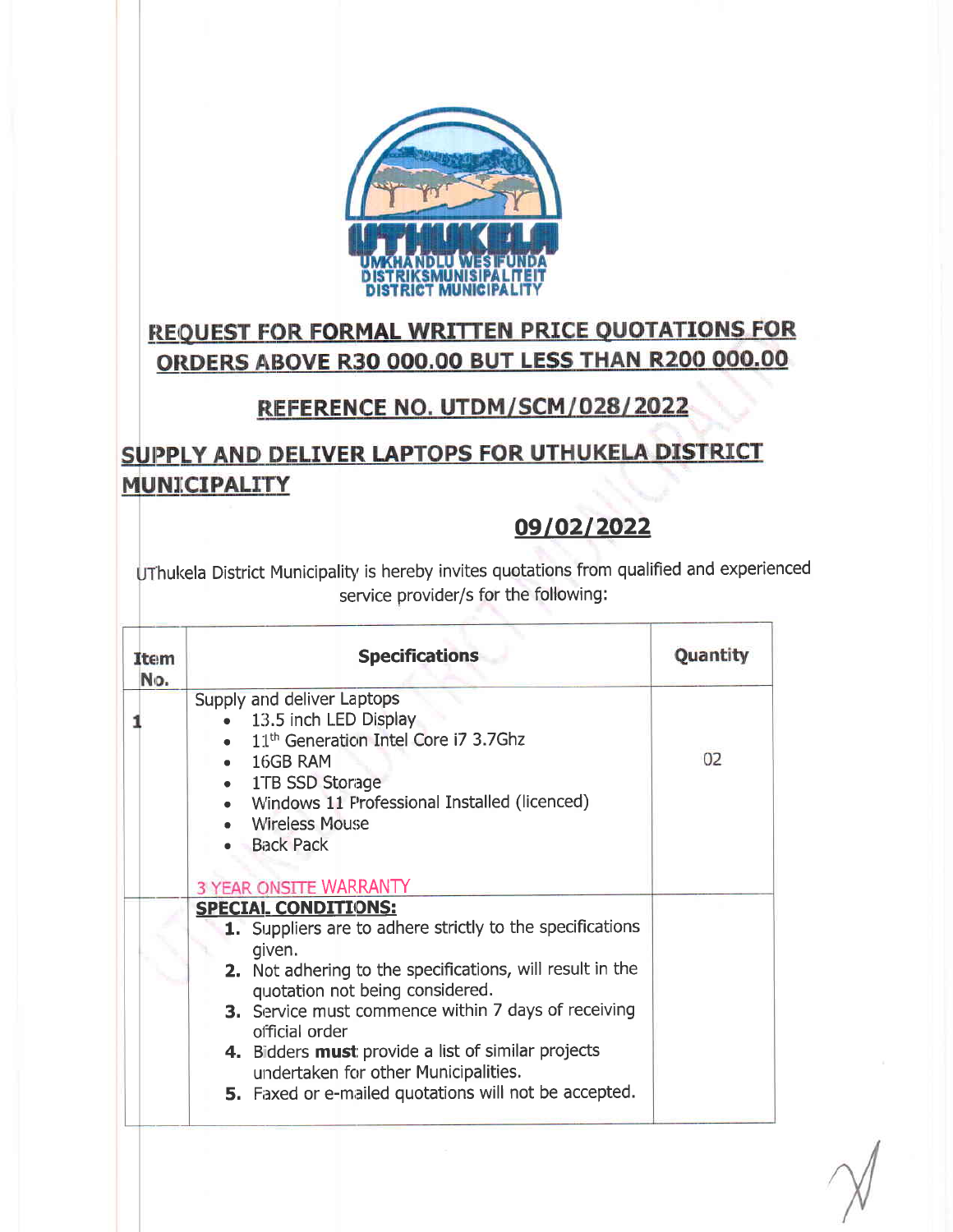UTHUKELA
UMKHANDLU WESIFUNDA
DISTRIKSMUNISIPALITEIT
DISTRICT MUNICIPALITY

# REQUEST FOR FORMAL WRITTEN PRICE QUOTATIONS FOR ORDERS ABOVE R30 000.00 BUT LESS THAN R200 000.00

## REFERENCE NO. UTDM/SCM/028/2022

## SUPPLY AND DELIVER LAPTOPS FOR UTHUKELA DISTRICT MUNICIPALITY

## 09/02/2022

UThukela District Municipality is hereby invites quotations from qualified and experienced service provider/s for the following:

| Item No. | Specifications | Quantity |
|---|---|---|
| 1 | Supply and deliver Laptops<br>• 13.5 inch LED Display<br>• 11th Generation Intel Core i7 3.7Ghz<br>• 16GB RAM<br>• 1TB SSD Storage<br>• Windows 11 Professional Installed (licenced)<br>• Wireless Mouse<br>• Back Pack<br><br>3 YEAR ONSITE WARRANTY | 02 |
| | **SPECIAL CONDITIONS:**<br>**1.** Suppliers are to adhere strictly to the specifications given.<br>**2.** Not adhering to the specifications, will result in the quotation not being considered.<br>**3.** Service must commence within 7 days of receiving official order<br>**4.** Bidders **must** provide a list of similar projects undertaken for other Municipalities.<br>**5.** Faxed or e-mailed quotations will not be accepted. | |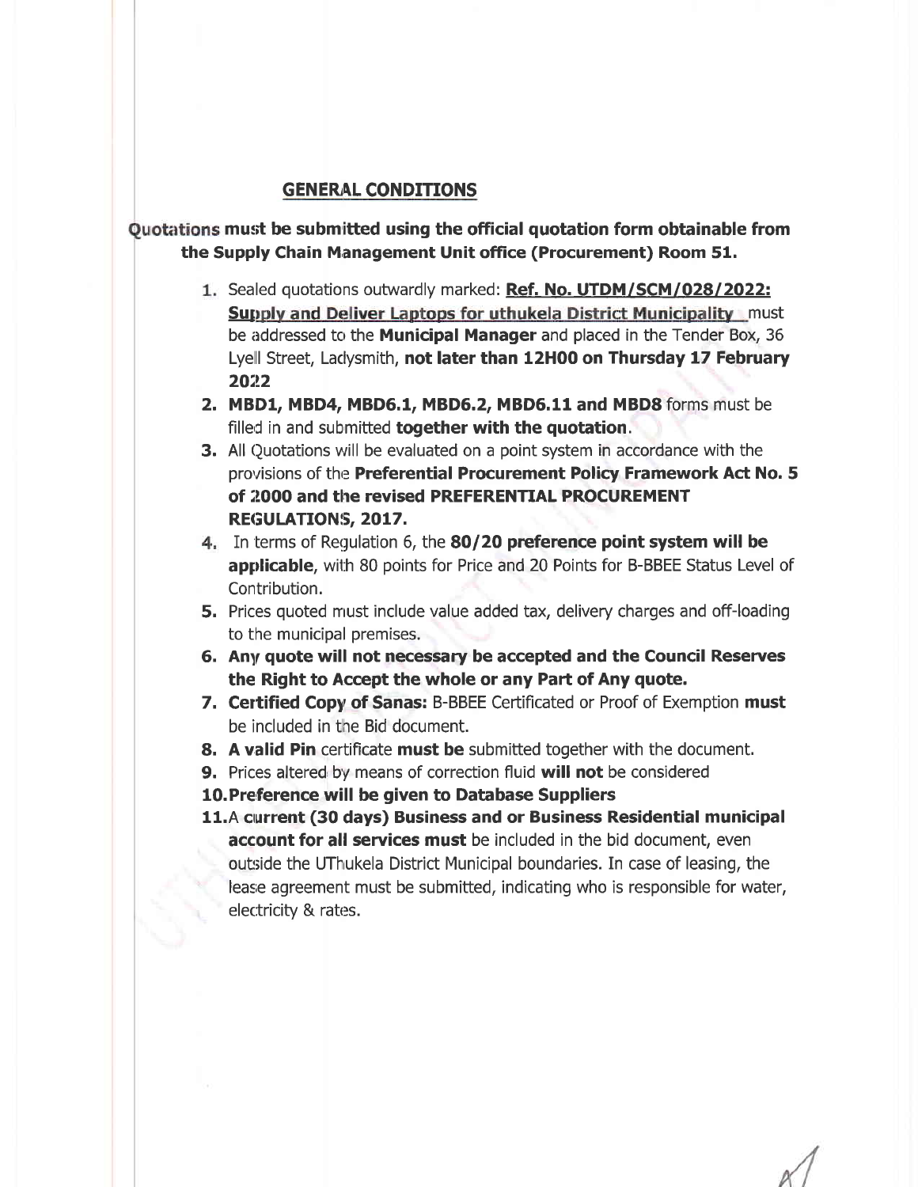## GENERAL CONDITIONS

**Quotations must be submitted using the official quotation form obtainable from the Supply Chain Management Unit office (Procurement) Room 51.**

1. Sealed quotations outwardly marked: **Ref. No. UTDM/SCM/028/2022: Supply and Deliver Laptops for uthukela District Municipality** must be addressed to the **Municipal Manager** and placed in the Tender Box, 36 Lyell Street, Ladysmith, **not later than 12H00 on Thursday 17 February 2022**
2. **MBD1, MBD4, MBD6.1, MBD6.2, MBD6.11 and MBD8** forms must be filled in and submitted **together with the quotation**.
3. All Quotations will be evaluated on a point system in accordance with the provisions of the **Preferential Procurement Policy Framework Act No. 5 of 2000 and the revised PREFERENTIAL PROCUREMENT REGULATIONS, 2017.**
4. In terms of Regulation 6, the **80/20 preference point system will be applicable**, with 80 points for Price and 20 Points for B-BBEE Status Level of Contribution.
5. Prices quoted must include value added tax, delivery charges and off-loading to the municipal premises.
6. **Any quote will not necessary be accepted and the Council Reserves the Right to Accept the whole or any Part of Any quote.**
7. **Certified Copy of Sanas:** B-BBEE Certificated or Proof of Exemption **must** be included in the Bid document.
8. **A valid Pin** certificate **must be** submitted together with the document.
9. Prices altered by means of correction fluid **will not** be considered
10. **Preference will be given to Database Suppliers**
11. A **current (30 days) Business and or Business Residential municipal account for all services must** be included in the bid document, even outside the UThukela District Municipal boundaries. In case of leasing, the lease agreement must be submitted, indicating who is responsible for water, electricity & rates.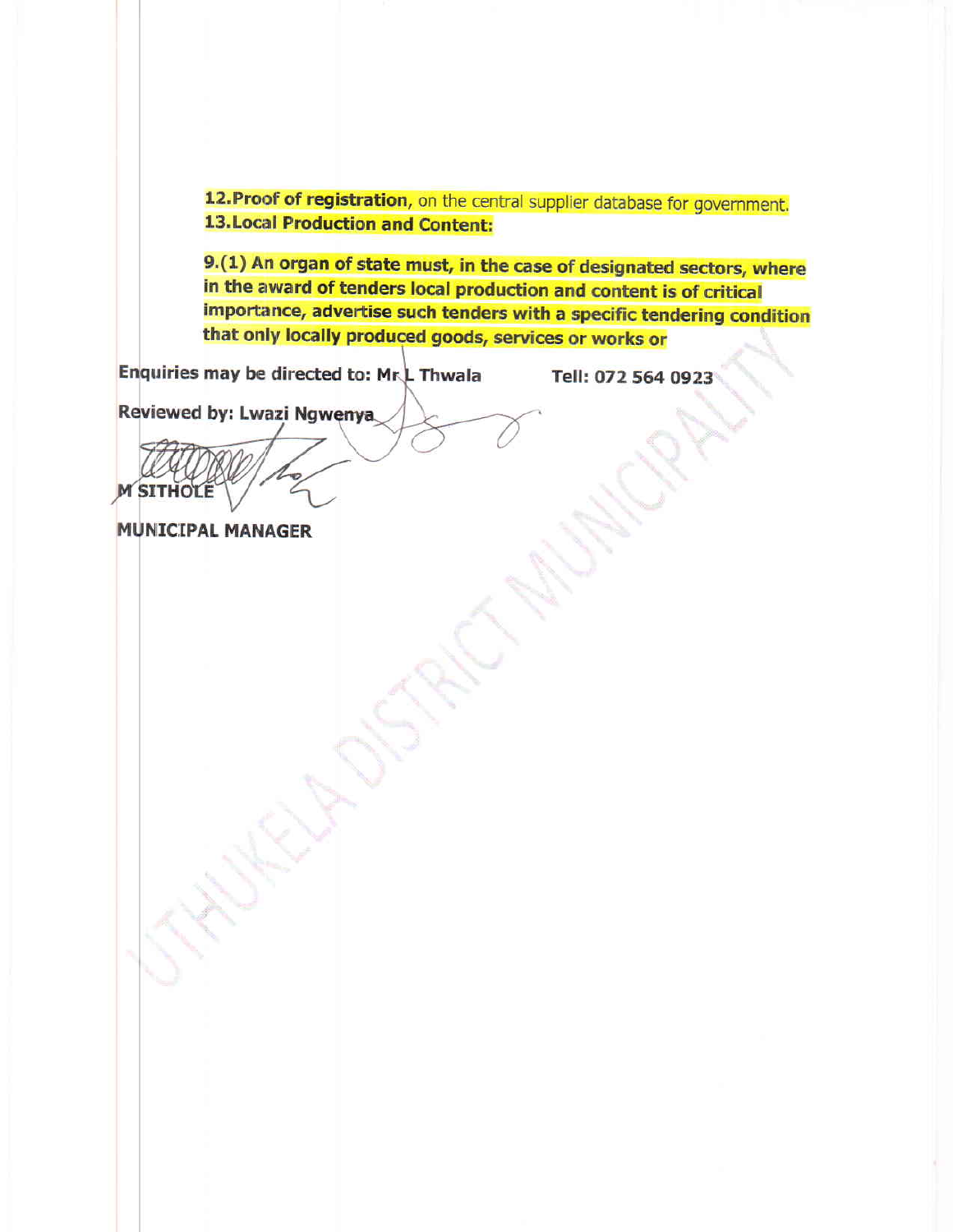**12. Proof of registration**, on the central supplier database for government.

**13. Local Production and Content:**

**9.(1) An organ of state must, in the case of designated sectors, where in the award of tenders local production and content is of critical importance, advertise such tenders with a specific tendering condition that only locally produced goods, services or works or**

**Enquiries may be directed to: Mr L Thwala** **Tell: 072 564 0923**

**Reviewed by: Lwazi Ngwenya**

**M SITHOLE**

**MUNICIPAL MANAGER**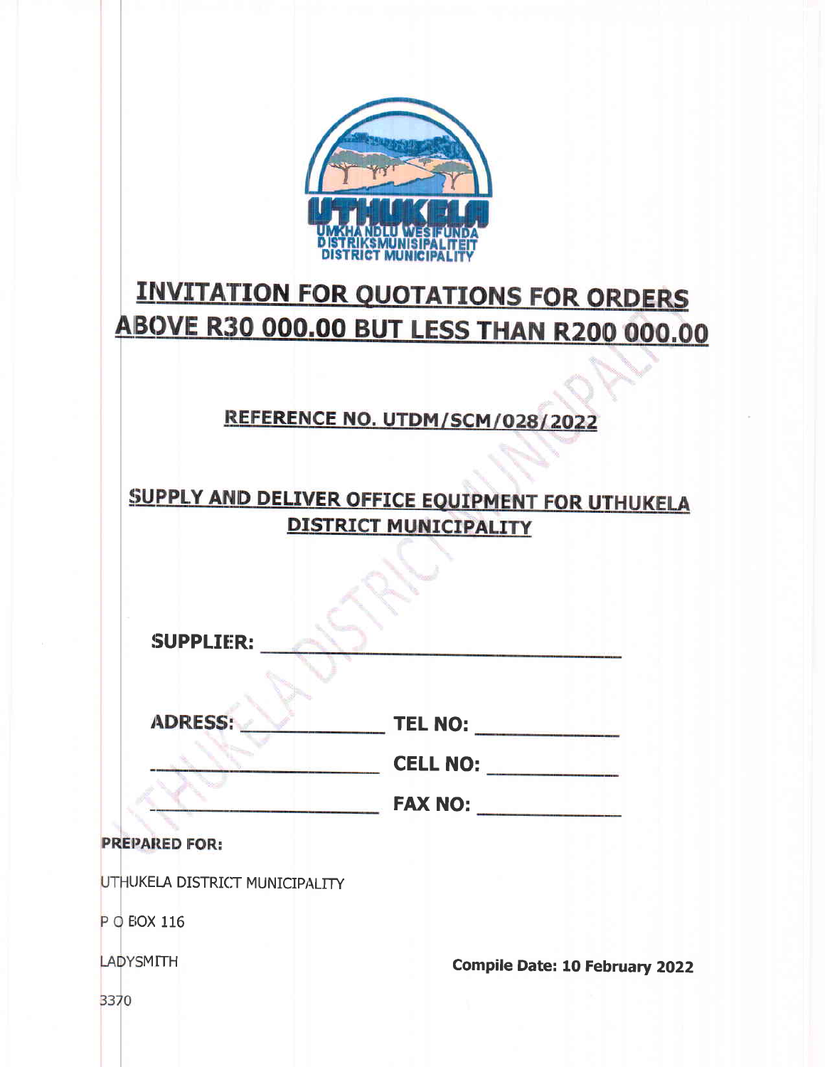UMKHANDLU WESIFUNDA
DISTRIKSMUNISIPALITEIT
DISTRICT MUNICIPALITY

# INVITATION FOR QUOTATIONS FOR ORDERS ABOVE R30 000.00 BUT LESS THAN R200 000.00

## REFERENCE NO. UTDM/SCM/028/2022

## SUPPLY AND DELIVER OFFICE EQUIPMENT FOR UTHUKELA DISTRICT MUNICIPALITY

**SUPPLIER:** ____________________________________

**ADRESS:** ______________ **TEL NO:** ______________

______________________ **CELL NO:** ______________

______________________ **FAX NO:** ______________

**PREPARED FOR:**

UTHUKELA DISTRICT MUNICIPALITY

P O BOX 116

LADYSMITH

3370

**Compile Date: 10 February 2022**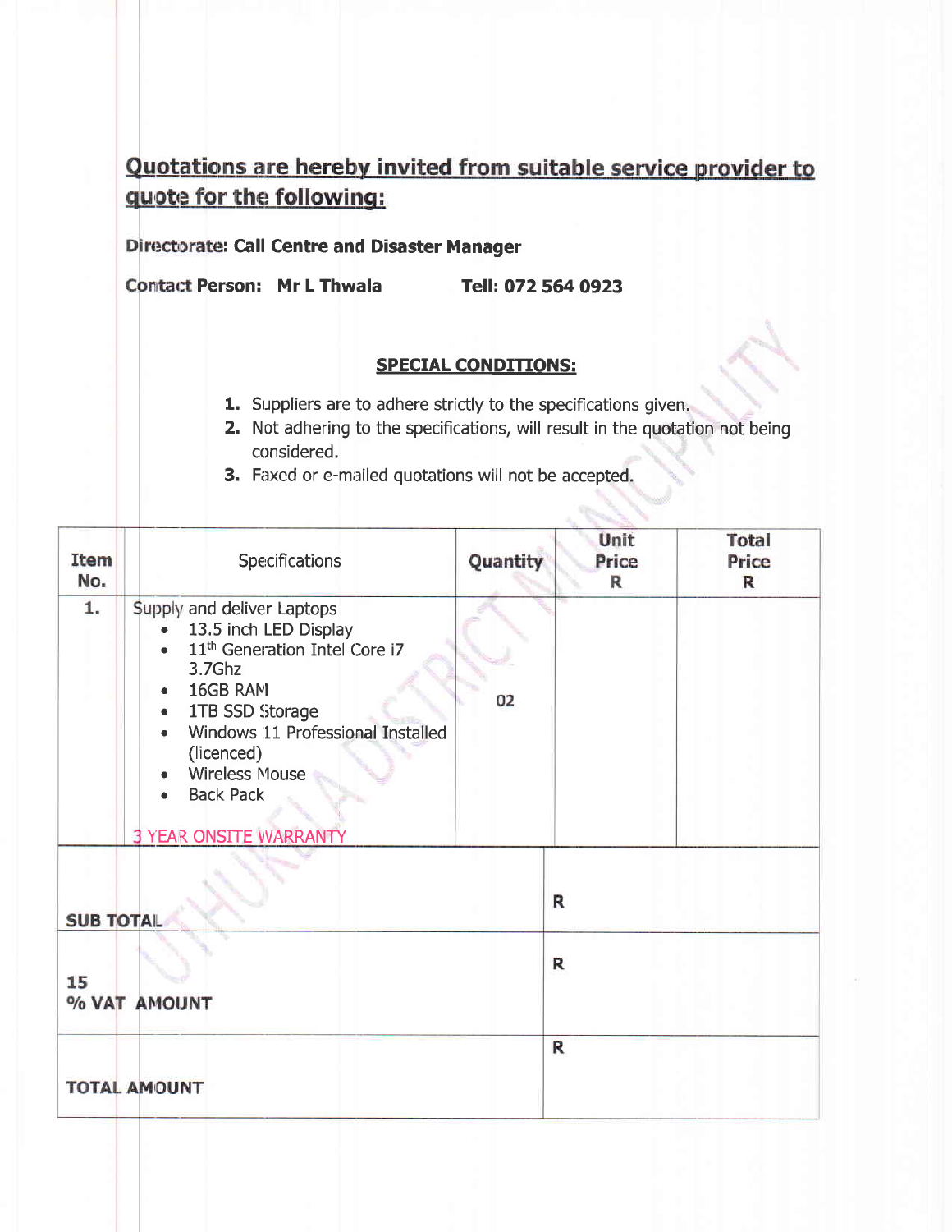## Quotations are hereby invited from suitable service provider to quote for the following:

**Directorate: Call Centre and Disaster Manager**

**Contact Person: Mr L Thwala** **Tell: 072 564 0923**

**SPECIAL CONDITIONS:**

1. Suppliers are to adhere strictly to the specifications given.
2. Not adhering to the specifications, will result in the quotation not being considered.
3. Faxed or e-mailed quotations will not be accepted.

| Item No. | Specifications | Quantity | Unit Price R | Total Price R |
|---|---|---|---|---|
| 1. | Supply and deliver Laptops<br>• 13.5 inch LED Display<br>• 11th Generation Intel Core i7 3.7Ghz<br>• 16GB RAM<br>• 1TB SSD Storage<br>• Windows 11 Professional Installed (licenced)<br>• Wireless Mouse<br>• Back Pack<br><br>3 YEAR ONSITE WARRANTY | 02 | | |
| **SUB TOTAL** | | | **R** | |
| **15 % VAT AMOUNT** | | | **R** | |
| **TOTAL AMOUNT** | | | **R** | |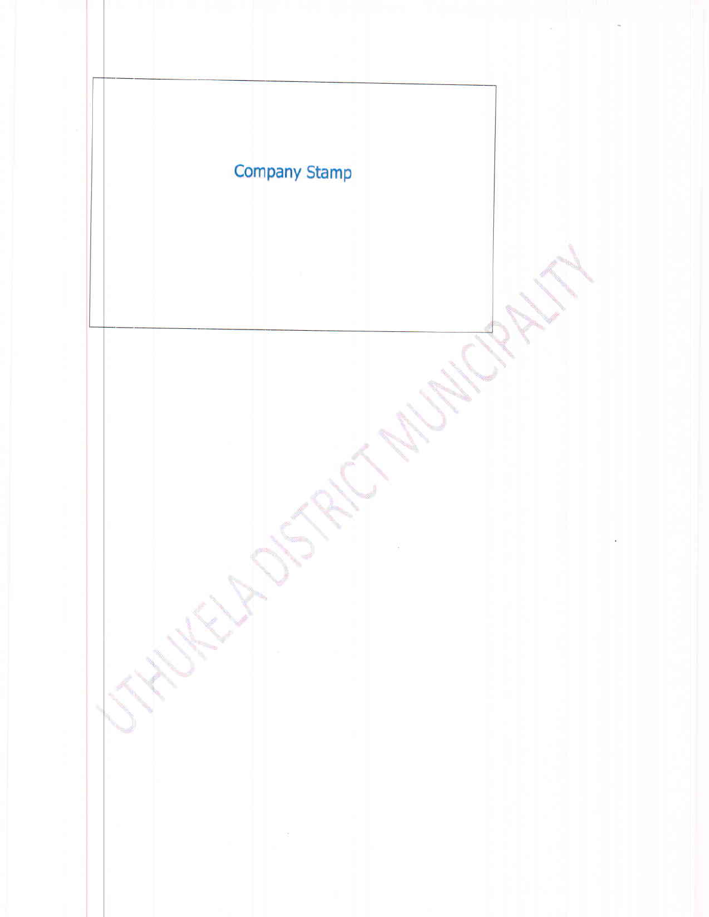Company Stamp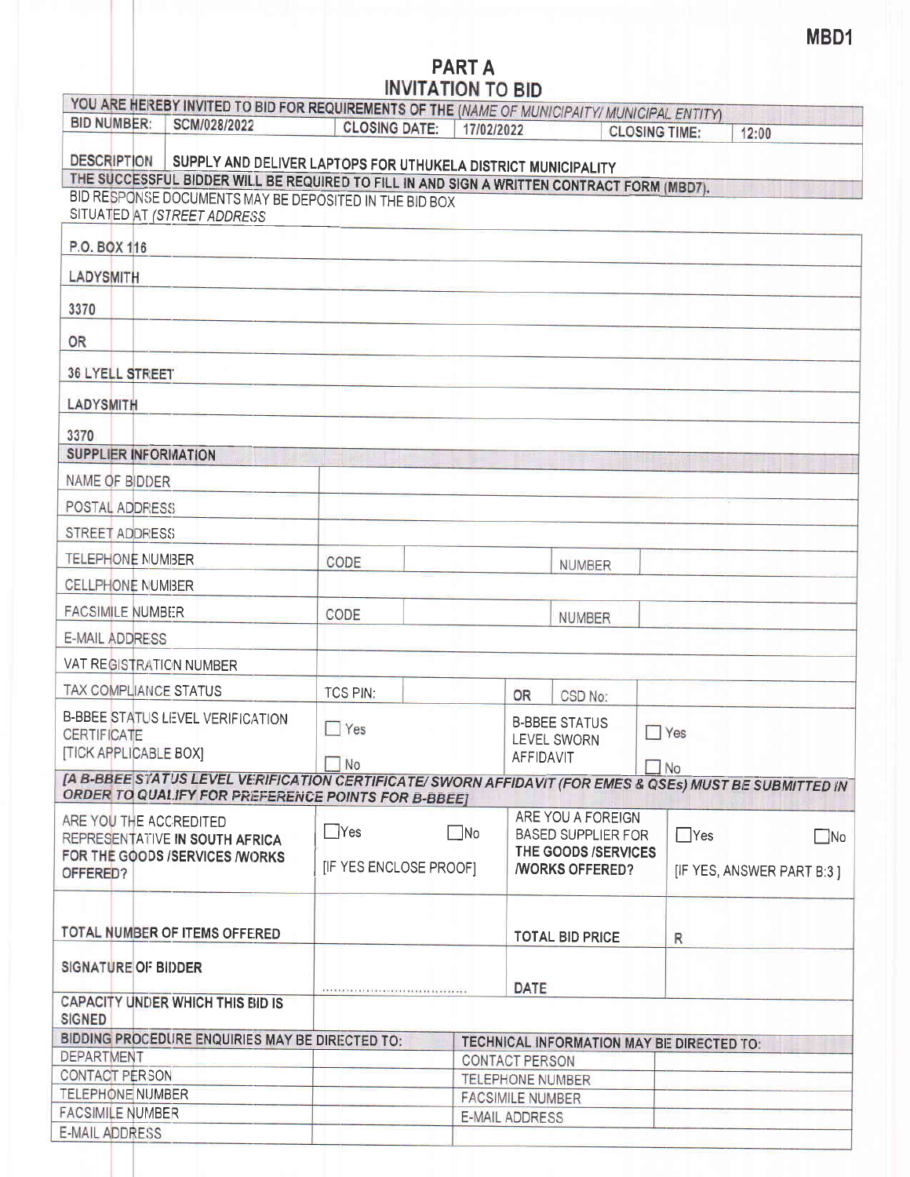MBD1

# PART A
# INVITATION TO BID

| YOU ARE HEREBY INVITED TO BID FOR REQUIREMENTS OF THE *(NAME OF MUNICIPAITY/ MUNICIPAL ENTITY)* | | | | | |
|---|---|---|---|---|---|
| BID NUMBER: | SCM/028/2022 | CLOSING DATE: | 17/02/2022 | CLOSING TIME: | 12:00 |
| DESCRIPTION | SUPPLY AND DELIVER LAPTOPS FOR UTHUKELA DISTRICT MUNICIPALITY | | | | |

**THE SUCCESSFUL BIDDER WILL BE REQUIRED TO FILL IN AND SIGN A WRITTEN CONTRACT FORM (MBD7).**

BID RESPONSE DOCUMENTS MAY BE DEPOSITED IN THE BID BOX SITUATED AT *(STREET ADDRESS*

P.O. BOX 116

LADYSMITH

3370

OR

36 LYELL STREET

LADYSMITH

3370

| SUPPLIER INFORMATION | | | | |
|---|---|---|---|---|
| NAME OF BIDDER | | | | |
| POSTAL ADDRESS | | | | |
| STREET ADDRESS | | | | |
| TELEPHONE NUMBER | CODE | | NUMBER | |
| CELLPHONE NUMBER | | | | |
| FACSIMILE NUMBER | CODE | | NUMBER | |
| E-MAIL ADDRESS | | | | |
| VAT REGISTRATION NUMBER | | | | |
| TAX COMPLIANCE STATUS | TCS PIN: | | OR CSD No: | |
| B-BBEE STATUS LEVEL VERIFICATION CERTIFICATE [TICK APPLICABLE BOX] | ☐ Yes ☐ No | | B-BBEE STATUS LEVEL SWORN AFFIDAVIT | ☐ Yes ☐ No |

***[A B-BBEE STATUS LEVEL VERIFICATION CERTIFICATE/ SWORN AFFIDAVIT (FOR EMES & QSEs) MUST BE SUBMITTED IN ORDER TO QUALIFY FOR PREFERENCE POINTS FOR B-BBEE]***

| | | | |
|---|---|---|---|
| ARE YOU THE ACCREDITED REPRESENTATIVE IN SOUTH AFRICA FOR THE GOODS /SERVICES /WORKS OFFERED? | ☐Yes ☐No [IF YES ENCLOSE PROOF] | ARE YOU A FOREIGN BASED SUPPLIER FOR THE GOODS /SERVICES /WORKS OFFERED? | ☐Yes ☐No [IF YES, ANSWER PART B:3 ] |
| TOTAL NUMBER OF ITEMS OFFERED | | TOTAL BID PRICE | R |
| SIGNATURE OF BIDDER | ………………………………… | DATE | |
| CAPACITY UNDER WHICH THIS BID IS SIGNED | | | |

| BIDDING PROCEDURE ENQUIRIES MAY BE DIRECTED TO: | | TECHNICAL INFORMATION MAY BE DIRECTED TO: | |
|---|---|---|---|
| DEPARTMENT | | CONTACT PERSON | |
| CONTACT PERSON | | TELEPHONE NUMBER | |
| TELEPHONE NUMBER | | FACSIMILE NUMBER | |
| FACSIMILE NUMBER | | E-MAIL ADDRESS | |
| E-MAIL ADDRESS | | | |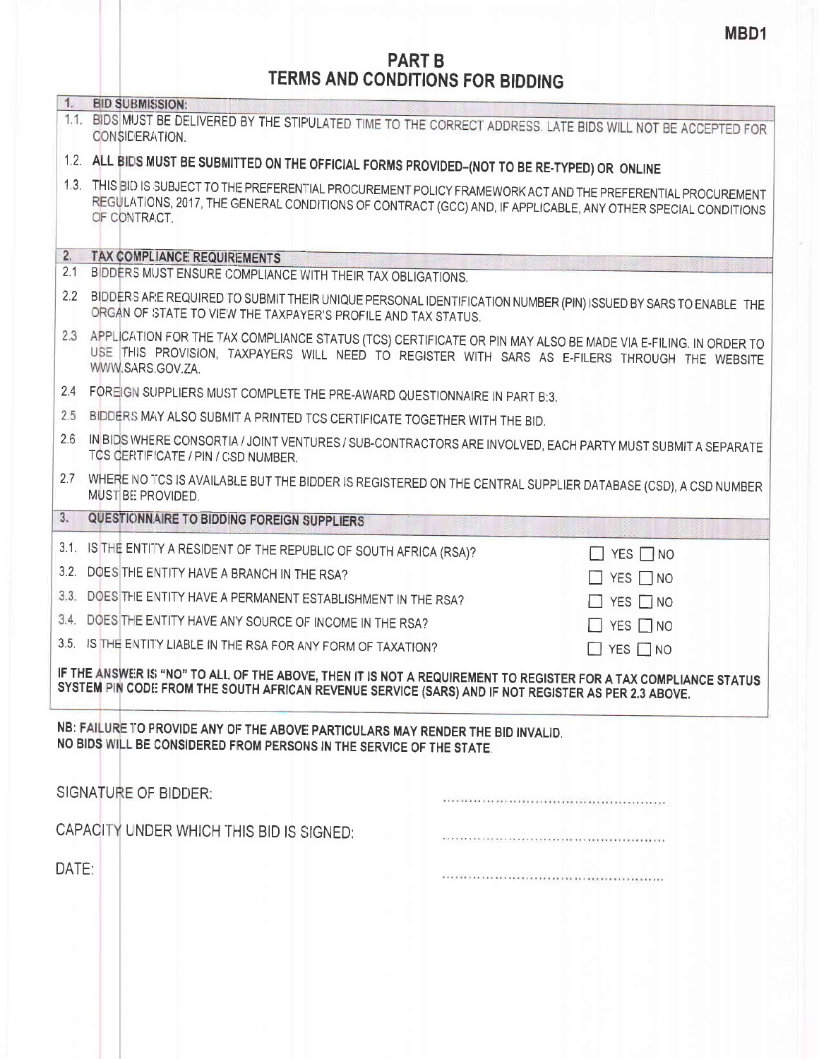MBD1

# PART B
# TERMS AND CONDITIONS FOR BIDDING

**1. BID SUBMISSION:**

1.1. BIDS MUST BE DELIVERED BY THE STIPULATED TIME TO THE CORRECT ADDRESS. LATE BIDS WILL NOT BE ACCEPTED FOR CONSIDERATION.

1.2. **ALL BIDS MUST BE SUBMITTED ON THE OFFICIAL FORMS PROVIDED–(NOT TO BE RE-TYPED) OR ONLINE**

1.3. THIS BID IS SUBJECT TO THE PREFERENTIAL PROCUREMENT POLICY FRAMEWORK ACT AND THE PREFERENTIAL PROCUREMENT REGULATIONS, 2017, THE GENERAL CONDITIONS OF CONTRACT (GCC) AND, IF APPLICABLE, ANY OTHER SPECIAL CONDITIONS OF CONTRACT.

**2. TAX COMPLIANCE REQUIREMENTS**

2.1 BIDDERS MUST ENSURE COMPLIANCE WITH THEIR TAX OBLIGATIONS.

2.2 BIDDERS ARE REQUIRED TO SUBMIT THEIR UNIQUE PERSONAL IDENTIFICATION NUMBER (PIN) ISSUED BY SARS TO ENABLE THE ORGAN OF STATE TO VIEW THE TAXPAYER'S PROFILE AND TAX STATUS.

2.3 APPLICATION FOR THE TAX COMPLIANCE STATUS (TCS) CERTIFICATE OR PIN MAY ALSO BE MADE VIA E-FILING. IN ORDER TO USE THIS PROVISION, TAXPAYERS WILL NEED TO REGISTER WITH SARS AS E-FILERS THROUGH THE WEBSITE WWW.SARS.GOV.ZA.

2.4 FOREIGN SUPPLIERS MUST COMPLETE THE PRE-AWARD QUESTIONNAIRE IN PART B:3.

2.5 BIDDERS MAY ALSO SUBMIT A PRINTED TCS CERTIFICATE TOGETHER WITH THE BID.

2.6 IN BIDS WHERE CONSORTIA / JOINT VENTURES / SUB-CONTRACTORS ARE INVOLVED, EACH PARTY MUST SUBMIT A SEPARATE TCS CERTIFICATE / PIN / CSD NUMBER.

2.7 WHERE NO TCS IS AVAILABLE BUT THE BIDDER IS REGISTERED ON THE CENTRAL SUPPLIER DATABASE (CSD), A CSD NUMBER MUST BE PROVIDED.

**3. QUESTIONNAIRE TO BIDDING FOREIGN SUPPLIERS**

| | |
|---|---|
| 3.1. IS THE ENTITY A RESIDENT OF THE REPUBLIC OF SOUTH AFRICA (RSA)? | ☐ YES ☐ NO |
| 3.2. DOES THE ENTITY HAVE A BRANCH IN THE RSA? | ☐ YES ☐ NO |
| 3.3. DOES THE ENTITY HAVE A PERMANENT ESTABLISHMENT IN THE RSA? | ☐ YES ☐ NO |
| 3.4. DOES THE ENTITY HAVE ANY SOURCE OF INCOME IN THE RSA? | ☐ YES ☐ NO |
| 3.5. IS THE ENTITY LIABLE IN THE RSA FOR ANY FORM OF TAXATION? | ☐ YES ☐ NO |

**IF THE ANSWER IS "NO" TO ALL OF THE ABOVE, THEN IT IS NOT A REQUIREMENT TO REGISTER FOR A TAX COMPLIANCE STATUS SYSTEM PIN CODE FROM THE SOUTH AFRICAN REVENUE SERVICE (SARS) AND IF NOT REGISTER AS PER 2.3 ABOVE.**

**NB: FAILURE TO PROVIDE ANY OF THE ABOVE PARTICULARS MAY RENDER THE BID INVALID.**
**NO BIDS WILL BE CONSIDERED FROM PERSONS IN THE SERVICE OF THE STATE.**

SIGNATURE OF BIDDER: ...................................................

CAPACITY UNDER WHICH THIS BID IS SIGNED: ...................................................

DATE: ...................................................